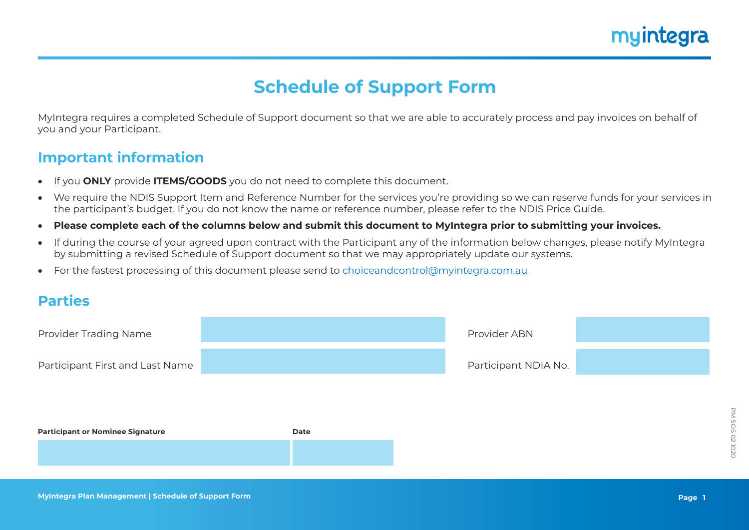# Schedule of Support Form

MyIntegra requires a completed Schedule of Support document so that we are able to accurately process and pay invoices on behalf of you and your Participant.

## Important information

- If you **ONLY** provide **ITEMS/GOODS** you do not need to complete this document.
- We require the NDIS Support Item and Reference Number for the services you're providing so we can reserve funds for your services in the participant's budget. If you do not know the name or reference number, please refer to the NDIS Price Guide.
- **Please complete each of the columns below and submit this document to MyIntegra prior to submitting your invoices.**
- If during the course of your agreed upon contract with the Participant any of the information below changes, please notify MyIntegra by submitting a revised Schedule of Support document so that we may appropriately update our systems.
- For the fastest processing of this document please send to choiceandcontrol@myintegra.com.au

## Parties

| | | | |
|---|---|---|---|
| Provider Trading Name | | Provider ABN | |
| Participant First and Last Name | | Participant NDIA No. | |

| **Participant or Nominee Signature** | **Date** |
|---|---|
| | |

PM SOS 02 1020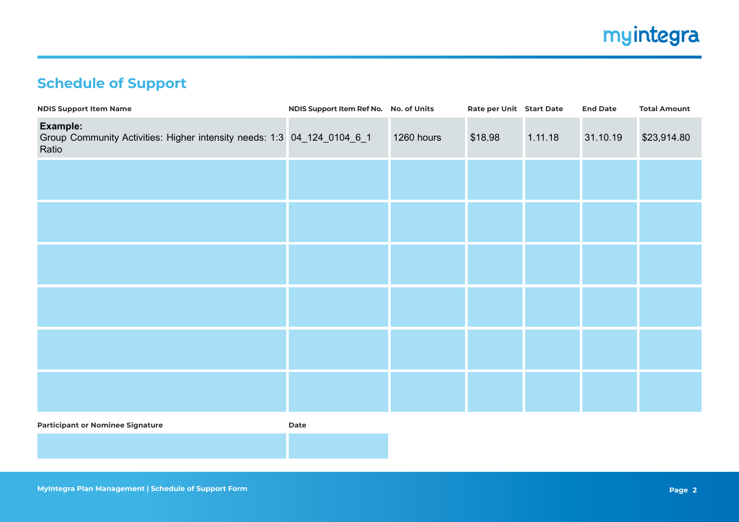## Schedule of Support

| NDIS Support Item Name | NDIS Support Item Ref No. | No. of Units | Rate per Unit | Start Date | End Date | Total Amount |
|---|---|---|---|---|---|---|
| **Example:** Group Community Activities: Higher intensity needs: 1:3 Ratio | 04_124_0104_6_1 | 1260 hours | $18.98 | 1.11.18 | 31.10.19 | $23,914.80 |
| | | | | | | |
| | | | | | | |
| | | | | | | |
| | | | | | | |
| | | | | | | |
| | | | | | | |

| Participant or Nominee Signature | Date |
|---|---|
| | |